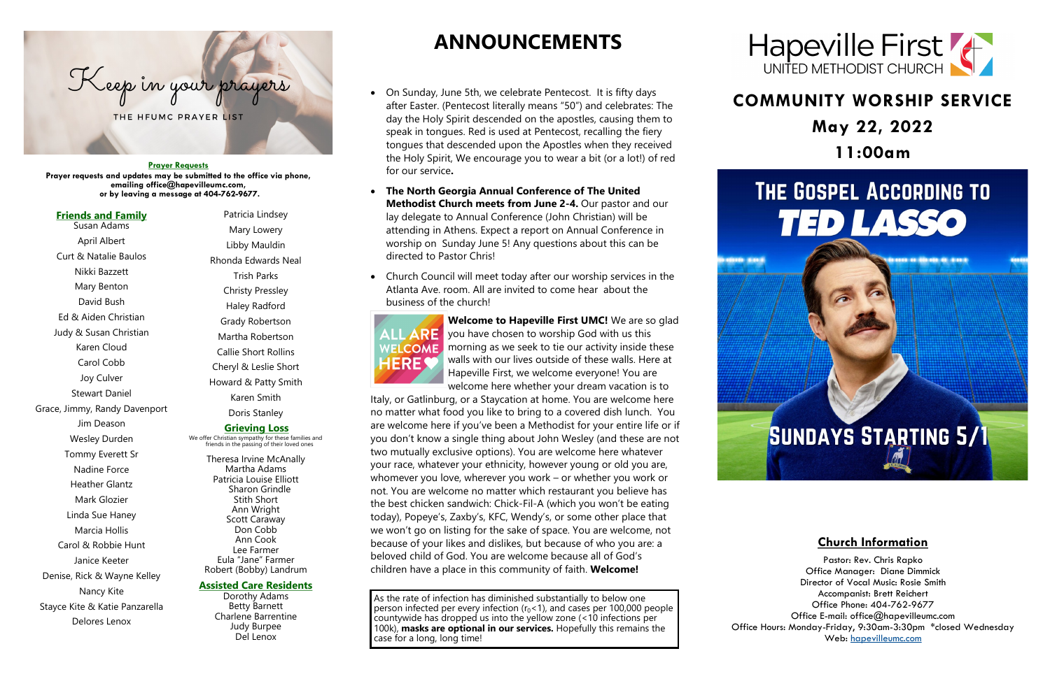# Keep in your prayers

THE HFUMC PRAYER LIST

**Prayer Requests**

**Prayer requests and updates may be submitted to the office via phone, emailing office@hapevilleumc.com, or by leaving a message at 404-762-9677.**

## Friends and Family

Susan Adams
April Albert
Curt & Natalie Baulos
Nikki Bazzett
Mary Benton
David Bush
Ed & Aiden Christian
Judy & Susan Christian
Karen Cloud
Carol Cobb
Joy Culver
Stewart Daniel
Grace, Jimmy, Randy Davenport
Jim Deason
Wesley Durden
Tommy Everett Sr
Nadine Force
Heather Glantz
Mark Glozier
Linda Sue Haney
Marcia Hollis
Carol & Robbie Hunt
Janice Keeter
Denise, Rick & Wayne Kelley
Nancy Kite
Stayce Kite & Katie Panzarella
Delores Lenox
Patricia Lindsey
Mary Lowery
Libby Mauldin
Rhonda Edwards Neal
Trish Parks
Christy Pressley
Haley Radford
Grady Robertson
Martha Robertson
Callie Short Rollins
Cheryl & Leslie Short
Howard & Patty Smith
Karen Smith
Doris Stanley

## Grieving Loss

We offer Christian sympathy for these families and friends in the passing of their loved ones

Theresa Irvine McAnally
Martha Adams
Patricia Louise Elliott
Sharon Grindle
Stith Short
Ann Wright
Scott Caraway
Don Cobb
Ann Cook
Lee Farmer
Eula "Jane" Farmer
Robert (Bobby) Landrum

## Assisted Care Residents

Dorothy Adams
Betty Barnett
Charlene Barrentine
Judy Burpee
Del Lenox

# ANNOUNCEMENTS

- On Sunday, June 5th, we celebrate Pentecost. It is fifty days after Easter. (Pentecost literally means "50") and celebrates: The day the Holy Spirit descended on the apostles, causing them to speak in tongues. Red is used at Pentecost, recalling the fiery tongues that descended upon the Apostles when they received the Holy Spirit, We encourage you to wear a bit (or a lot!) of red for our service**.**
- **The North Georgia Annual Conference of The United Methodist Church meets from June 2-4.** Our pastor and our lay delegate to Annual Conference (John Christian) will be attending in Athens. Expect a report on Annual Conference in worship on Sunday June 5! Any questions about this can be directed to Pastor Chris!
- Church Council will meet today after our worship services in the Atlanta Ave. room. All are invited to come hear about the business of the church!

ALL ARE WELCOME HERE

**Welcome to Hapeville First UMC!** We are so glad you have chosen to worship God with us this morning as we seek to tie our activity inside these walls with our lives outside of these walls. Here at Hapeville First, we welcome everyone! You are welcome here whether your dream vacation is to Italy, or Gatlinburg, or a Staycation at home. You are welcome here no matter what food you like to bring to a covered dish lunch. You are welcome here if you've been a Methodist for your entire life or if you don't know a single thing about John Wesley (and these are not two mutually exclusive options). You are welcome here whatever your race, whatever your ethnicity, however young or old you are, whomever you love, wherever you work – or whether you work or not. You are welcome here no matter which restaurant you believe has the best chicken sandwich: Chick-Fil-A (which you won't be eating today), Popeye's, Zaxby's, KFC, Wendy's, or some other place that we won't go on listing for the sake of space. You are welcome here, not because of your likes and dislikes, but because of who you are: a beloved child of God. You are welcome because all of God's children have a place in this community of faith. **Welcome!**

As the rate of infection has diminished substantially to below one person infected per every infection ($r_0$<1), and cases per 100,000 people countywide has dropped us into the yellow zone (<10 infections per 100k), **masks are optional in our services.** Hopefully this remains the case for a long, long time!

Hapeville First
UNITED METHODIST CHURCH

# COMMUNITY WORSHIP SERVICE

## May 22, 2022

## 11:00am

THE GOSPEL ACCORDING TO TED LASSO

SUNDAYS STARTING 5/1

## Church Information

Pastor: Rev. Chris Rapko
Office Manager: Diane Dimmick
Director of Vocal Music: Rosie Smith
Accompanist: Brett Reichert
Office Phone: 404-762-9677
Office E-mail: office@hapevilleumc.com
Office Hours: Monday-Friday, 9:30am-3:30pm *closed Wednesday
Web: hapevilleumc.com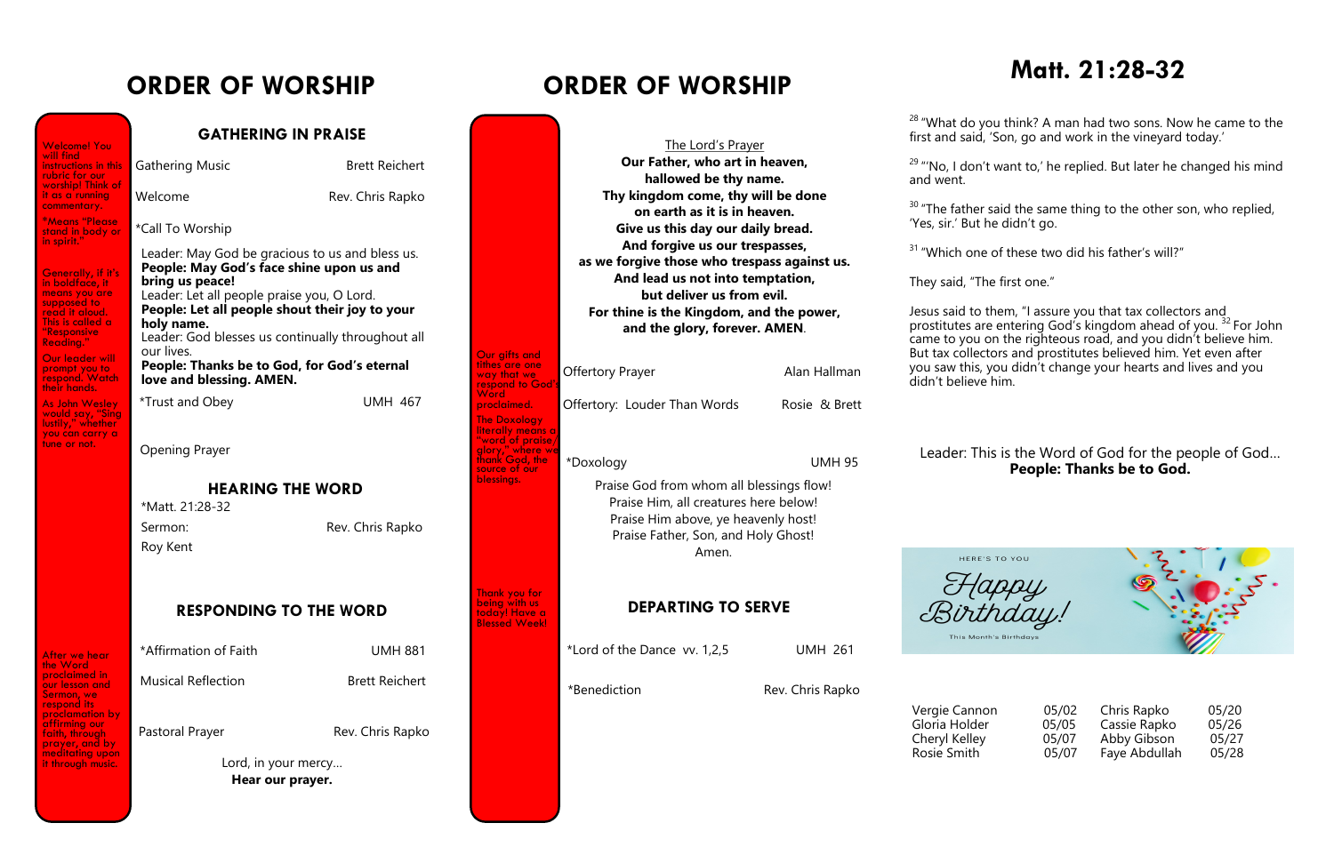# ORDER OF WORSHIP

Welcome! You will find instructions in this rubric for our worship! Think of it as a running commentary.

*Means "Please stand in body or in spirit."

Generally, if it's in boldface, it means you are supposed to read it aloud. This is called a "Responsive Reading."

Our leader will prompt you to respond. Watch their hands.

As John Wesley would say, "Sing lustily," whether you can carry a tune or not.

## GATHERING IN PRAISE

| | |
|---|---|
| Gathering Music | Brett Reichert |
| Welcome | Rev. Chris Rapko |

*Call To Worship

Leader: May God be gracious to us and bless us.
**People: May God's face shine upon us and bring us peace!**
Leader: Let all people praise you, O Lord.
**People: Let all people shout their joy to your holy name.**
Leader: God blesses us continually throughout all our lives.
**People: Thanks be to God, for God's eternal love and blessing. AMEN.**

| | |
|---|---|
| *Trust and Obey | UMH 467 |

Opening Prayer

## HEARING THE WORD

*Matt. 21:28-32

| | |
|---|---|
| Sermon: | Rev. Chris Rapko |

Roy Kent

After we hear the Word proclaimed in our lesson and Sermon, we respond its proclamation by affirming our faith, through prayer, and by meditating upon it through music.

## RESPONDING TO THE WORD

| | |
|---|---|
| *Affirmation of Faith | UMH 881 |
| Musical Reflection | Brett Reichert |
| Pastoral Prayer | Rev. Chris Rapko |

Lord, in your mercy…
**Hear our prayer.**

# ORDER OF WORSHIP

The Lord's Prayer
**Our Father, who art in heaven,**
**hallowed be thy name.**
**Thy kingdom come, thy will be done**
**on earth as it is in heaven.**
**Give us this day our daily bread.**
**And forgive us our trespasses,**
**as we forgive those who trespass against us.**
**And lead us not into temptation,**
**but deliver us from evil.**
**For thine is the Kingdom, and the power,**
**and the glory, forever. AMEN**.

Our gifts and tithes are one way that we respond to God's Word proclaimed.

The Doxology literally means a "word of praise/glory," where we thank God, the source of our blessings.

| | |
|---|---|
| Offertory Prayer | Alan Hallman |
| Offertory: Louder Than Words | Rosie & Brett |
| *Doxology | UMH 95 |

Praise God from whom all blessings flow!
Praise Him, all creatures here below!
Praise Him above, ye heavenly host!
Praise Father, Son, and Holy Ghost!
Amen.

Thank you for being with us today! Have a Blessed Week!

## DEPARTING TO SERVE

| | |
|---|---|
| *Lord of the Dance vv. 1,2,5 | UMH 261 |
| *Benediction | Rev. Chris Rapko |

# Matt. 21:28-32

[28] "What do you think? A man had two sons. Now he came to the first and said, 'Son, go and work in the vineyard today.'

[29] "'No, I don't want to,' he replied. But later he changed his mind and went.

[30] "The father said the same thing to the other son, who replied, 'Yes, sir.' But he didn't go.

[31] "Which one of these two did his father's will?"

They said, "The first one."

Jesus said to them, "I assure you that tax collectors and prostitutes are entering God's kingdom ahead of you. [32] For John came to you on the righteous road, and you didn't believe him. But tax collectors and prostitutes believed him. Yet even after you saw this, you didn't change your hearts and lives and you didn't believe him.

Leader: This is the Word of God for the people of God…
**People: Thanks be to God.**

HERE'S TO YOU
Happy Birthday!
This Month's Birthdays

| | | | |
|---|---|---|---|
| Vergie Cannon | 05/02 | Chris Rapko | 05/20 |
| Gloria Holder | 05/05 | Cassie Rapko | 05/26 |
| Cheryl Kelley | 05/07 | Abby Gibson | 05/27 |
| Rosie Smith | 05/07 | Faye Abdullah | 05/28 |